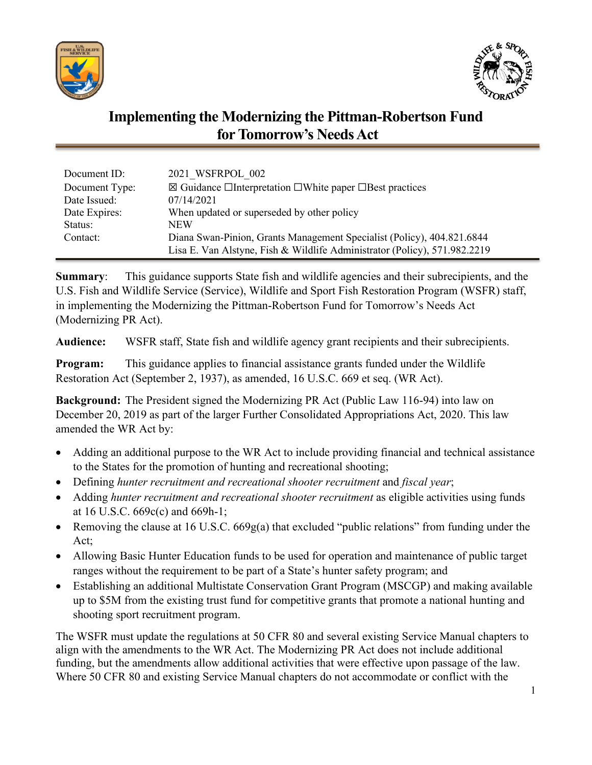# Implementing the Modernizing the Pittman-Robertson Fund for Tomorrow's Needs Act

| | |
|---|---|
| Document ID: | 2021_WSFRPOL_002 |
| Document Type: | ☒ Guidance ☐Interpretation ☐White paper ☐Best practices |
| Date Issued: | 07/14/2021 |
| Date Expires: | When updated or superseded by other policy |
| Status: | NEW |
| Contact: | Diana Swan-Pinion, Grants Management Specialist (Policy), 404.821.6844<br>Lisa E. Van Alstyne, Fish & Wildlife Administrator (Policy), 571.982.2219 |

**Summary**: This guidance supports State fish and wildlife agencies and their subrecipients, and the U.S. Fish and Wildlife Service (Service), Wildlife and Sport Fish Restoration Program (WSFR) staff, in implementing the Modernizing the Pittman-Robertson Fund for Tomorrow's Needs Act (Modernizing PR Act).

**Audience:** WSFR staff, State fish and wildlife agency grant recipients and their subrecipients.

**Program:** This guidance applies to financial assistance grants funded under the Wildlife Restoration Act (September 2, 1937), as amended, 16 U.S.C. 669 et seq. (WR Act).

**Background:** The President signed the Modernizing PR Act (Public Law 116-94) into law on December 20, 2019 as part of the larger Further Consolidated Appropriations Act, 2020. This law amended the WR Act by:

- Adding an additional purpose to the WR Act to include providing financial and technical assistance to the States for the promotion of hunting and recreational shooting;
- Defining *hunter recruitment and recreational shooter recruitment* and *fiscal year*;
- Adding *hunter recruitment and recreational shooter recruitment* as eligible activities using funds at 16 U.S.C. 669c(c) and 669h-1;
- Removing the clause at 16 U.S.C. 669g(a) that excluded "public relations" from funding under the Act;
- Allowing Basic Hunter Education funds to be used for operation and maintenance of public target ranges without the requirement to be part of a State's hunter safety program; and
- Establishing an additional Multistate Conservation Grant Program (MSCGP) and making available up to $5M from the existing trust fund for competitive grants that promote a national hunting and shooting sport recruitment program.

The WSFR must update the regulations at 50 CFR 80 and several existing Service Manual chapters to align with the amendments to the WR Act. The Modernizing PR Act does not include additional funding, but the amendments allow additional activities that were effective upon passage of the law. Where 50 CFR 80 and existing Service Manual chapters do not accommodate or conflict with the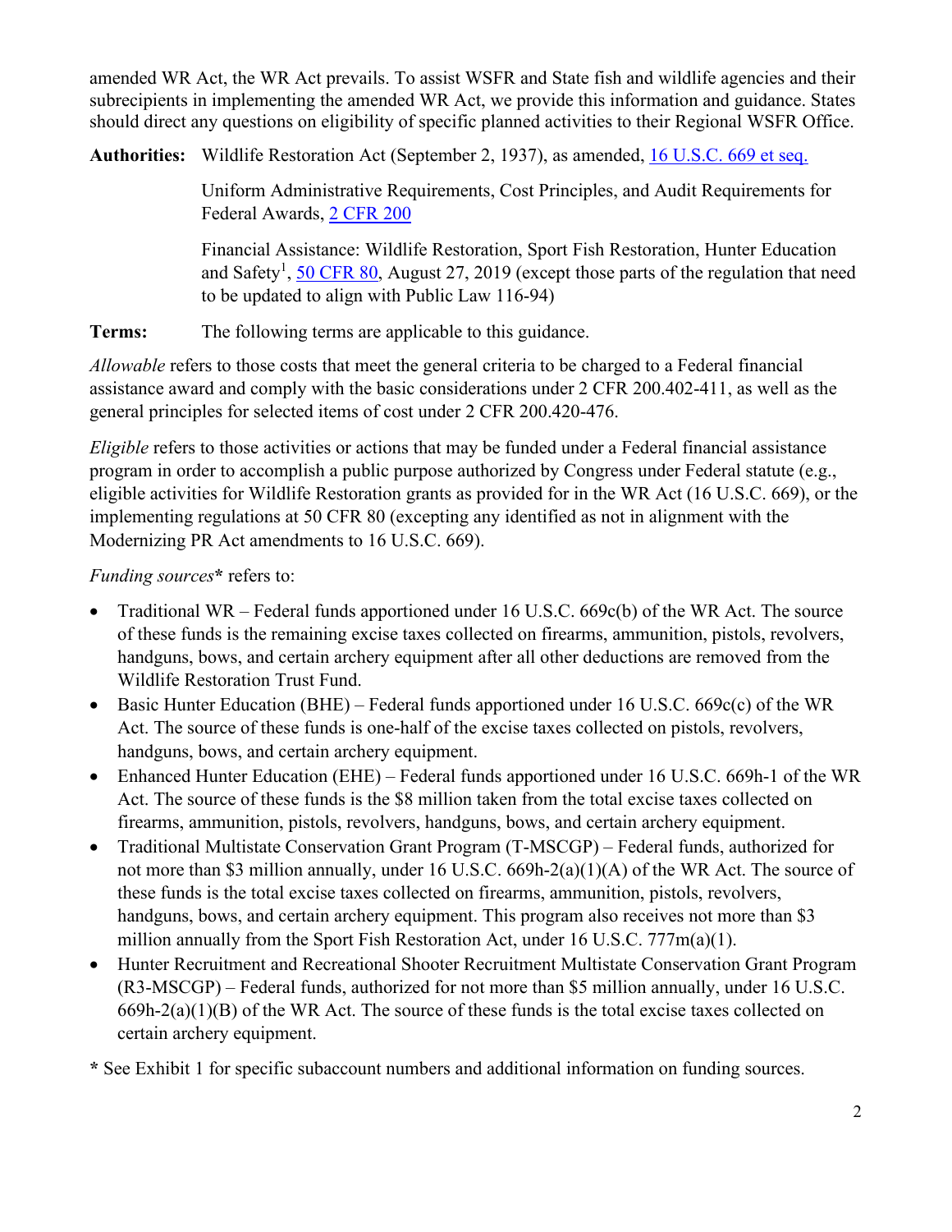amended WR Act, the WR Act prevails. To assist WSFR and State fish and wildlife agencies and their subrecipients in implementing the amended WR Act, we provide this information and guidance. States should direct any questions on eligibility of specific planned activities to their Regional WSFR Office.

**Authorities:** Wildlife Restoration Act (September 2, 1937), as amended, [16 U.S.C. 669 et seq.](16 U.S.C. 669 et seq.)

Uniform Administrative Requirements, Cost Principles, and Audit Requirements for Federal Awards, [2 CFR 200](2 CFR 200)

Financial Assistance: Wildlife Restoration, Sport Fish Restoration, Hunter Education and Safety[1], [50 CFR 80](50 CFR 80), August 27, 2019 (except those parts of the regulation that need to be updated to align with Public Law 116-94)

**Terms:** The following terms are applicable to this guidance.

*Allowable* refers to those costs that meet the general criteria to be charged to a Federal financial assistance award and comply with the basic considerations under 2 CFR 200.402-411, as well as the general principles for selected items of cost under 2 CFR 200.420-476.

*Eligible* refers to those activities or actions that may be funded under a Federal financial assistance program in order to accomplish a public purpose authorized by Congress under Federal statute (e.g., eligible activities for Wildlife Restoration grants as provided for in the WR Act (16 U.S.C. 669), or the implementing regulations at 50 CFR 80 (excepting any identified as not in alignment with the Modernizing PR Act amendments to 16 U.S.C. 669).

*Funding sources*\* refers to:

- Traditional WR – Federal funds apportioned under 16 U.S.C. 669c(b) of the WR Act. The source of these funds is the remaining excise taxes collected on firearms, ammunition, pistols, revolvers, handguns, bows, and certain archery equipment after all other deductions are removed from the Wildlife Restoration Trust Fund.
- Basic Hunter Education (BHE) – Federal funds apportioned under 16 U.S.C. 669c(c) of the WR Act. The source of these funds is one-half of the excise taxes collected on pistols, revolvers, handguns, bows, and certain archery equipment.
- Enhanced Hunter Education (EHE) – Federal funds apportioned under 16 U.S.C. 669h-1 of the WR Act. The source of these funds is the $8 million taken from the total excise taxes collected on firearms, ammunition, pistols, revolvers, handguns, bows, and certain archery equipment.
- Traditional Multistate Conservation Grant Program (T-MSCGP) – Federal funds, authorized for not more than $3 million annually, under 16 U.S.C. 669h-2(a)(1)(A) of the WR Act. The source of these funds is the total excise taxes collected on firearms, ammunition, pistols, revolvers, handguns, bows, and certain archery equipment. This program also receives not more than $3 million annually from the Sport Fish Restoration Act, under 16 U.S.C. 777m(a)(1).
- Hunter Recruitment and Recreational Shooter Recruitment Multistate Conservation Grant Program (R3-MSCGP) – Federal funds, authorized for not more than $5 million annually, under 16 U.S.C. 669h-2(a)(1)(B) of the WR Act. The source of these funds is the total excise taxes collected on certain archery equipment.

**\*** See Exhibit 1 for specific subaccount numbers and additional information on funding sources.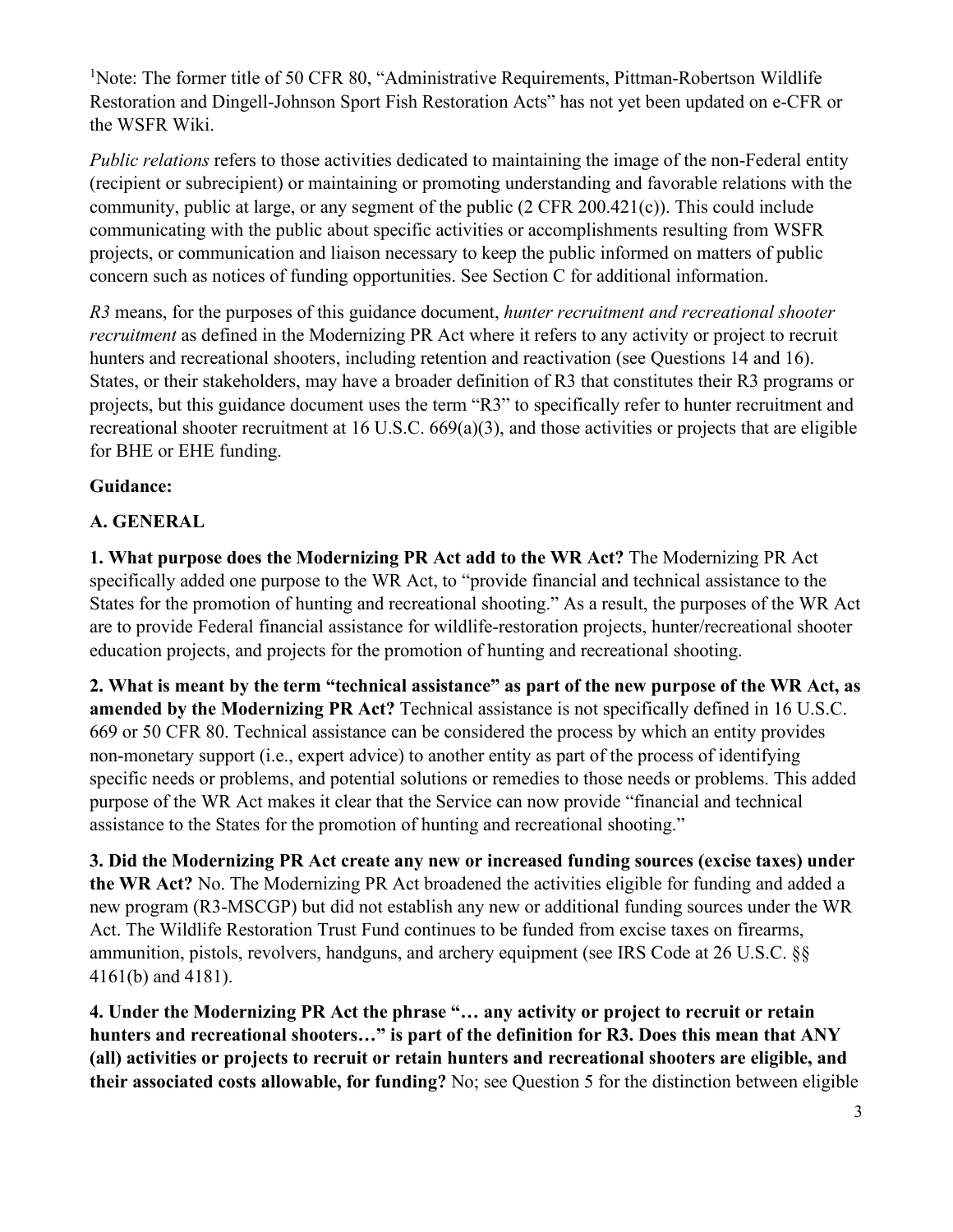[1]Note: The former title of 50 CFR 80, "Administrative Requirements, Pittman-Robertson Wildlife Restoration and Dingell-Johnson Sport Fish Restoration Acts" has not yet been updated on e-CFR or the WSFR Wiki.

*Public relations* refers to those activities dedicated to maintaining the image of the non-Federal entity (recipient or subrecipient) or maintaining or promoting understanding and favorable relations with the community, public at large, or any segment of the public (2 CFR 200.421(c)). This could include communicating with the public about specific activities or accomplishments resulting from WSFR projects, or communication and liaison necessary to keep the public informed on matters of public concern such as notices of funding opportunities. See Section C for additional information.

*R3* means, for the purposes of this guidance document, *hunter recruitment and recreational shooter recruitment* as defined in the Modernizing PR Act where it refers to any activity or project to recruit hunters and recreational shooters, including retention and reactivation (see Questions 14 and 16). States, or their stakeholders, may have a broader definition of R3 that constitutes their R3 programs or projects, but this guidance document uses the term "R3" to specifically refer to hunter recruitment and recreational shooter recruitment at 16 U.S.C. 669(a)(3), and those activities or projects that are eligible for BHE or EHE funding.

**Guidance:**

## A. GENERAL

**1. What purpose does the Modernizing PR Act add to the WR Act?** The Modernizing PR Act specifically added one purpose to the WR Act, to "provide financial and technical assistance to the States for the promotion of hunting and recreational shooting." As a result, the purposes of the WR Act are to provide Federal financial assistance for wildlife-restoration projects, hunter/recreational shooter education projects, and projects for the promotion of hunting and recreational shooting.

**2. What is meant by the term "technical assistance" as part of the new purpose of the WR Act, as amended by the Modernizing PR Act?** Technical assistance is not specifically defined in 16 U.S.C. 669 or 50 CFR 80. Technical assistance can be considered the process by which an entity provides non-monetary support (i.e., expert advice) to another entity as part of the process of identifying specific needs or problems, and potential solutions or remedies to those needs or problems. This added purpose of the WR Act makes it clear that the Service can now provide "financial and technical assistance to the States for the promotion of hunting and recreational shooting."

**3. Did the Modernizing PR Act create any new or increased funding sources (excise taxes) under the WR Act?** No. The Modernizing PR Act broadened the activities eligible for funding and added a new program (R3-MSCGP) but did not establish any new or additional funding sources under the WR Act. The Wildlife Restoration Trust Fund continues to be funded from excise taxes on firearms, ammunition, pistols, revolvers, handguns, and archery equipment (see IRS Code at 26 U.S.C. §§ 4161(b) and 4181).

**4. Under the Modernizing PR Act the phrase "… any activity or project to recruit or retain hunters and recreational shooters…" is part of the definition for R3. Does this mean that ANY (all) activities or projects to recruit or retain hunters and recreational shooters are eligible, and their associated costs allowable, for funding?** No; see Question 5 for the distinction between eligible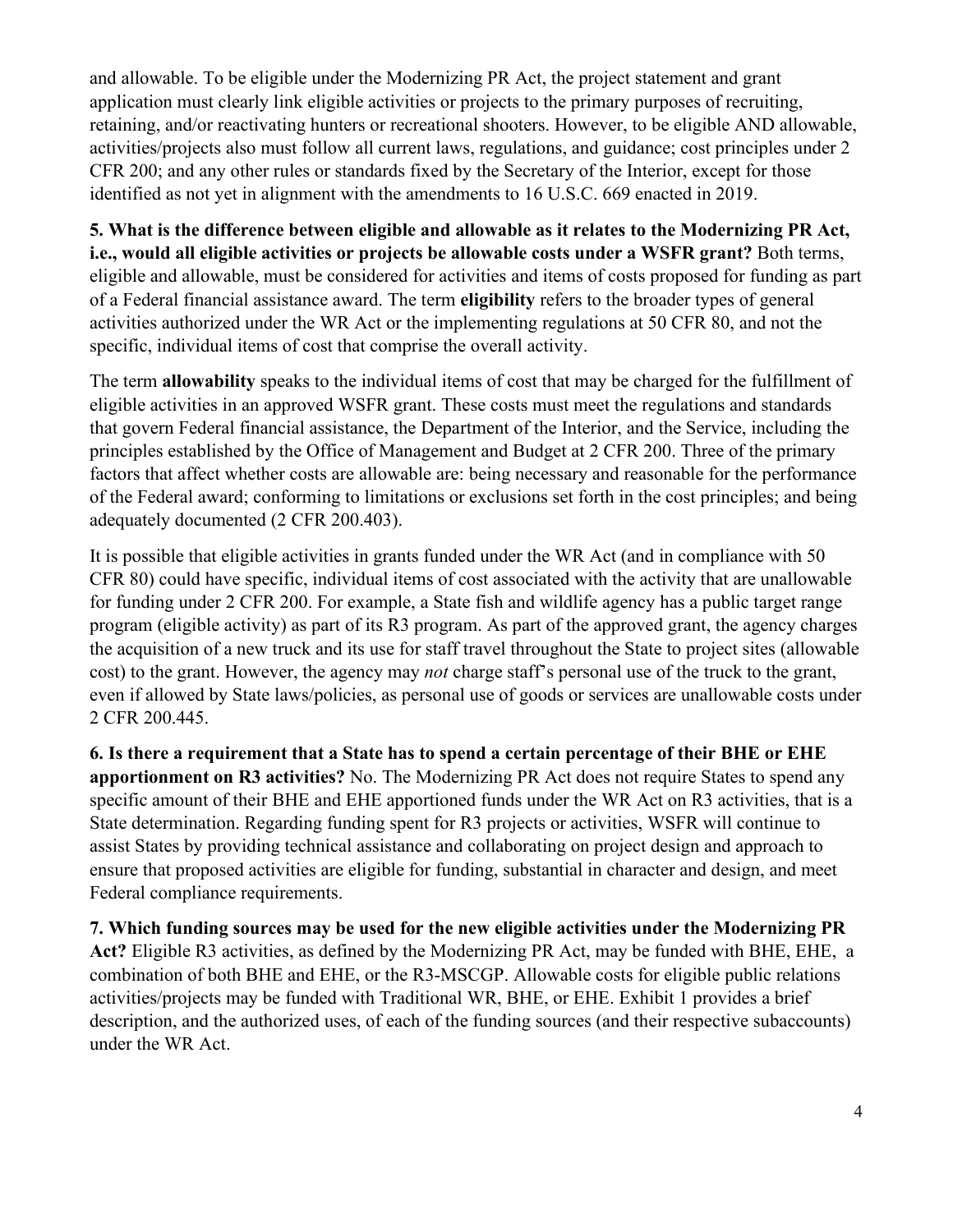and allowable. To be eligible under the Modernizing PR Act, the project statement and grant application must clearly link eligible activities or projects to the primary purposes of recruiting, retaining, and/or reactivating hunters or recreational shooters. However, to be eligible AND allowable, activities/projects also must follow all current laws, regulations, and guidance; cost principles under 2 CFR 200; and any other rules or standards fixed by the Secretary of the Interior, except for those identified as not yet in alignment with the amendments to 16 U.S.C. 669 enacted in 2019.

**5. What is the difference between eligible and allowable as it relates to the Modernizing PR Act, i.e., would all eligible activities or projects be allowable costs under a WSFR grant?** Both terms, eligible and allowable, must be considered for activities and items of costs proposed for funding as part of a Federal financial assistance award. The term **eligibility** refers to the broader types of general activities authorized under the WR Act or the implementing regulations at 50 CFR 80, and not the specific, individual items of cost that comprise the overall activity.

The term **allowability** speaks to the individual items of cost that may be charged for the fulfillment of eligible activities in an approved WSFR grant. These costs must meet the regulations and standards that govern Federal financial assistance, the Department of the Interior, and the Service, including the principles established by the Office of Management and Budget at 2 CFR 200. Three of the primary factors that affect whether costs are allowable are: being necessary and reasonable for the performance of the Federal award; conforming to limitations or exclusions set forth in the cost principles; and being adequately documented (2 CFR 200.403).

It is possible that eligible activities in grants funded under the WR Act (and in compliance with 50 CFR 80) could have specific, individual items of cost associated with the activity that are unallowable for funding under 2 CFR 200. For example, a State fish and wildlife agency has a public target range program (eligible activity) as part of its R3 program. As part of the approved grant, the agency charges the acquisition of a new truck and its use for staff travel throughout the State to project sites (allowable cost) to the grant. However, the agency may *not* charge staff's personal use of the truck to the grant, even if allowed by State laws/policies, as personal use of goods or services are unallowable costs under 2 CFR 200.445.

**6. Is there a requirement that a State has to spend a certain percentage of their BHE or EHE apportionment on R3 activities?** No. The Modernizing PR Act does not require States to spend any specific amount of their BHE and EHE apportioned funds under the WR Act on R3 activities, that is a State determination. Regarding funding spent for R3 projects or activities, WSFR will continue to assist States by providing technical assistance and collaborating on project design and approach to ensure that proposed activities are eligible for funding, substantial in character and design, and meet Federal compliance requirements.

**7. Which funding sources may be used for the new eligible activities under the Modernizing PR Act?** Eligible R3 activities, as defined by the Modernizing PR Act, may be funded with BHE, EHE, a combination of both BHE and EHE, or the R3-MSCGP. Allowable costs for eligible public relations activities/projects may be funded with Traditional WR, BHE, or EHE. Exhibit 1 provides a brief description, and the authorized uses, of each of the funding sources (and their respective subaccounts) under the WR Act.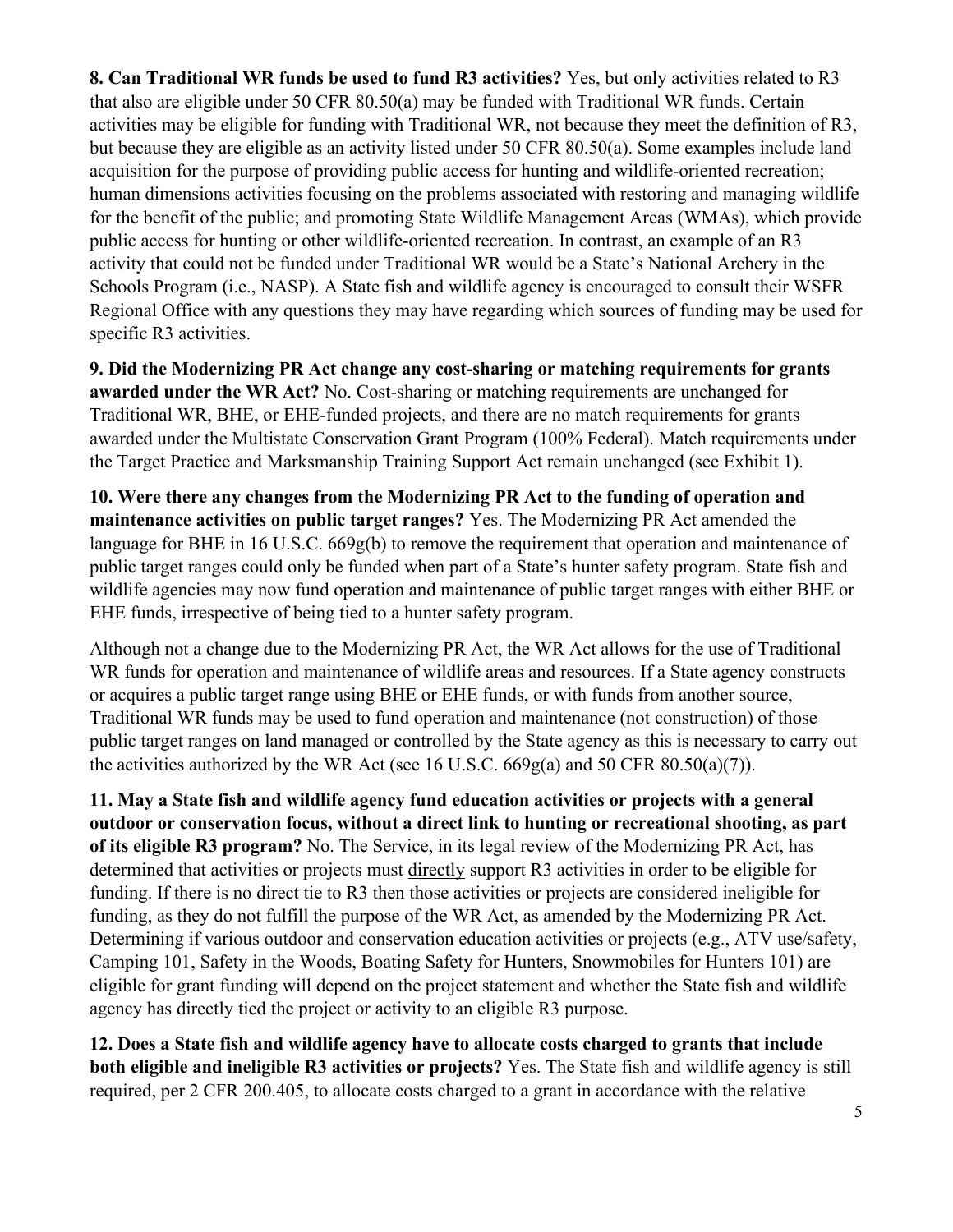**8. Can Traditional WR funds be used to fund R3 activities?** Yes, but only activities related to R3 that also are eligible under 50 CFR 80.50(a) may be funded with Traditional WR funds. Certain activities may be eligible for funding with Traditional WR, not because they meet the definition of R3, but because they are eligible as an activity listed under 50 CFR 80.50(a). Some examples include land acquisition for the purpose of providing public access for hunting and wildlife-oriented recreation; human dimensions activities focusing on the problems associated with restoring and managing wildlife for the benefit of the public; and promoting State Wildlife Management Areas (WMAs), which provide public access for hunting or other wildlife-oriented recreation. In contrast, an example of an R3 activity that could not be funded under Traditional WR would be a State's National Archery in the Schools Program (i.e., NASP). A State fish and wildlife agency is encouraged to consult their WSFR Regional Office with any questions they may have regarding which sources of funding may be used for specific R3 activities.

**9. Did the Modernizing PR Act change any cost-sharing or matching requirements for grants awarded under the WR Act?** No. Cost-sharing or matching requirements are unchanged for Traditional WR, BHE, or EHE-funded projects, and there are no match requirements for grants awarded under the Multistate Conservation Grant Program (100% Federal). Match requirements under the Target Practice and Marksmanship Training Support Act remain unchanged (see Exhibit 1).

**10. Were there any changes from the Modernizing PR Act to the funding of operation and maintenance activities on public target ranges?** Yes. The Modernizing PR Act amended the language for BHE in 16 U.S.C. 669g(b) to remove the requirement that operation and maintenance of public target ranges could only be funded when part of a State's hunter safety program. State fish and wildlife agencies may now fund operation and maintenance of public target ranges with either BHE or EHE funds, irrespective of being tied to a hunter safety program.

Although not a change due to the Modernizing PR Act, the WR Act allows for the use of Traditional WR funds for operation and maintenance of wildlife areas and resources. If a State agency constructs or acquires a public target range using BHE or EHE funds, or with funds from another source, Traditional WR funds may be used to fund operation and maintenance (not construction) of those public target ranges on land managed or controlled by the State agency as this is necessary to carry out the activities authorized by the WR Act (see 16 U.S.C. 669g(a) and 50 CFR 80.50(a)(7)).

**11. May a State fish and wildlife agency fund education activities or projects with a general outdoor or conservation focus, without a direct link to hunting or recreational shooting, as part of its eligible R3 program?** No. The Service, in its legal review of the Modernizing PR Act, has determined that activities or projects must <u>directly</u> support R3 activities in order to be eligible for funding. If there is no direct tie to R3 then those activities or projects are considered ineligible for funding, as they do not fulfill the purpose of the WR Act, as amended by the Modernizing PR Act. Determining if various outdoor and conservation education activities or projects (e.g., ATV use/safety, Camping 101, Safety in the Woods, Boating Safety for Hunters, Snowmobiles for Hunters 101) are eligible for grant funding will depend on the project statement and whether the State fish and wildlife agency has directly tied the project or activity to an eligible R3 purpose.

**12. Does a State fish and wildlife agency have to allocate costs charged to grants that include both eligible and ineligible R3 activities or projects?** Yes. The State fish and wildlife agency is still required, per 2 CFR 200.405, to allocate costs charged to a grant in accordance with the relative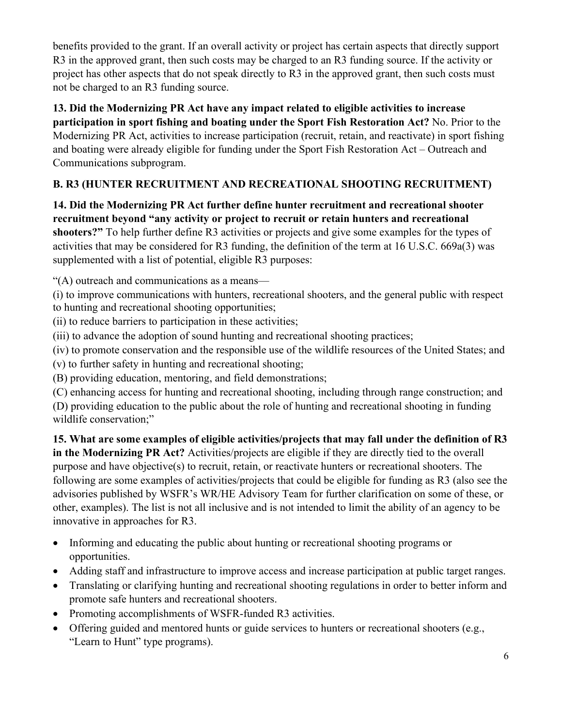benefits provided to the grant. If an overall activity or project has certain aspects that directly support R3 in the approved grant, then such costs may be charged to an R3 funding source. If the activity or project has other aspects that do not speak directly to R3 in the approved grant, then such costs must not be charged to an R3 funding source.

**13. Did the Modernizing PR Act have any impact related to eligible activities to increase participation in sport fishing and boating under the Sport Fish Restoration Act?** No. Prior to the Modernizing PR Act, activities to increase participation (recruit, retain, and reactivate) in sport fishing and boating were already eligible for funding under the Sport Fish Restoration Act – Outreach and Communications subprogram.

## B. R3 (HUNTER RECRUITMENT AND RECREATIONAL SHOOTING RECRUITMENT)

**14. Did the Modernizing PR Act further define hunter recruitment and recreational shooter recruitment beyond "any activity or project to recruit or retain hunters and recreational shooters?"** To help further define R3 activities or projects and give some examples for the types of activities that may be considered for R3 funding, the definition of the term at 16 U.S.C. 669a(3) was supplemented with a list of potential, eligible R3 purposes:

"(A) outreach and communications as a means—

(i) to improve communications with hunters, recreational shooters, and the general public with respect to hunting and recreational shooting opportunities;

(ii) to reduce barriers to participation in these activities;

(iii) to advance the adoption of sound hunting and recreational shooting practices;

(iv) to promote conservation and the responsible use of the wildlife resources of the United States; and

(v) to further safety in hunting and recreational shooting;

(B) providing education, mentoring, and field demonstrations;

(C) enhancing access for hunting and recreational shooting, including through range construction; and

(D) providing education to the public about the role of hunting and recreational shooting in funding wildlife conservation;"

**15. What are some examples of eligible activities/projects that may fall under the definition of R3 in the Modernizing PR Act?** Activities/projects are eligible if they are directly tied to the overall purpose and have objective(s) to recruit, retain, or reactivate hunters or recreational shooters. The following are some examples of activities/projects that could be eligible for funding as R3 (also see the advisories published by WSFR's WR/HE Advisory Team for further clarification on some of these, or other, examples). The list is not all inclusive and is not intended to limit the ability of an agency to be innovative in approaches for R3.

- Informing and educating the public about hunting or recreational shooting programs or opportunities.
- Adding staff and infrastructure to improve access and increase participation at public target ranges.
- Translating or clarifying hunting and recreational shooting regulations in order to better inform and promote safe hunters and recreational shooters.
- Promoting accomplishments of WSFR-funded R3 activities.
- Offering guided and mentored hunts or guide services to hunters or recreational shooters (e.g., "Learn to Hunt" type programs).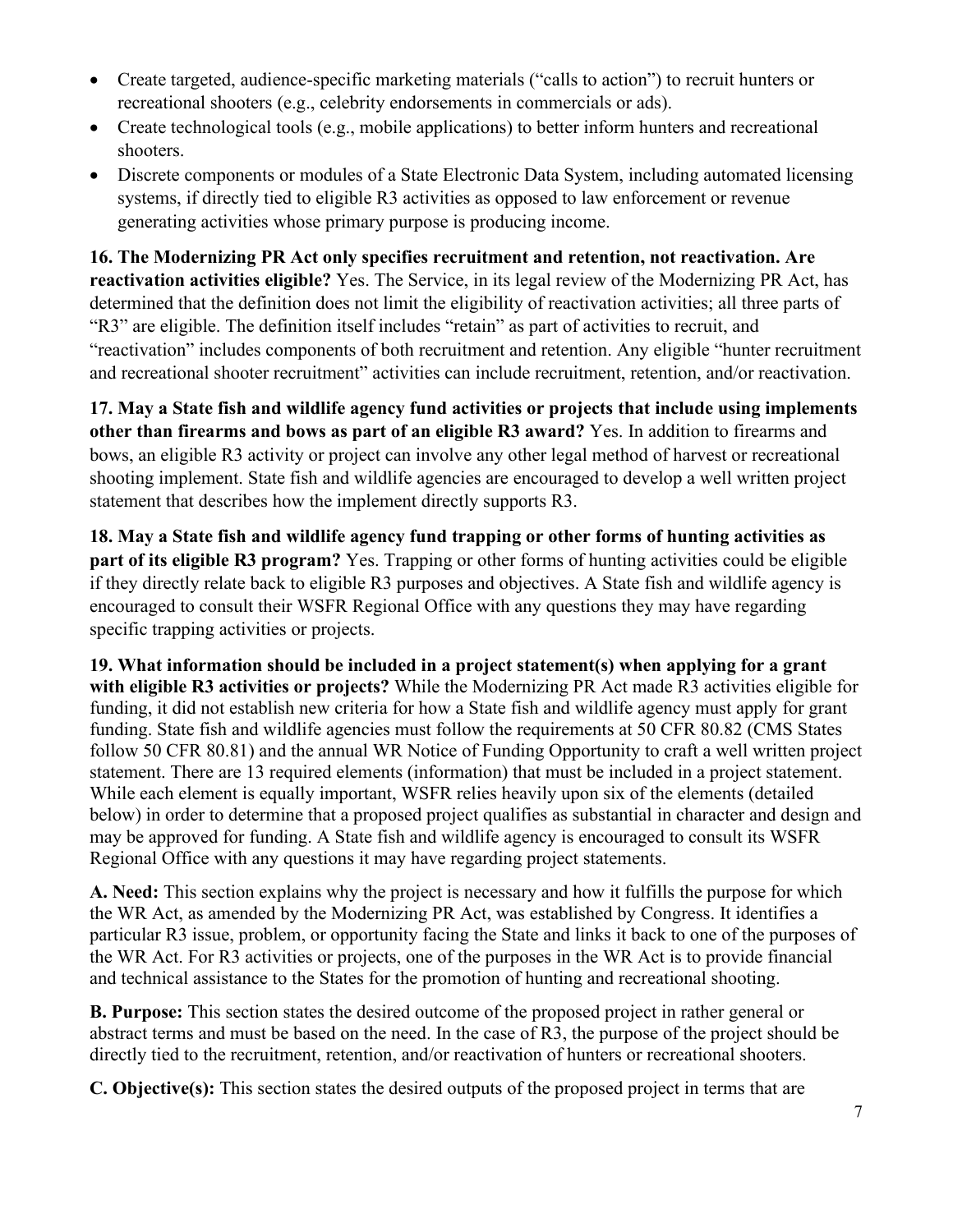- Create targeted, audience-specific marketing materials ("calls to action") to recruit hunters or recreational shooters (e.g., celebrity endorsements in commercials or ads).
- Create technological tools (e.g., mobile applications) to better inform hunters and recreational shooters.
- Discrete components or modules of a State Electronic Data System, including automated licensing systems, if directly tied to eligible R3 activities as opposed to law enforcement or revenue generating activities whose primary purpose is producing income.

**16. The Modernizing PR Act only specifies recruitment and retention, not reactivation. Are reactivation activities eligible?** Yes. The Service, in its legal review of the Modernizing PR Act, has determined that the definition does not limit the eligibility of reactivation activities; all three parts of "R3" are eligible. The definition itself includes "retain" as part of activities to recruit, and "reactivation" includes components of both recruitment and retention. Any eligible "hunter recruitment and recreational shooter recruitment" activities can include recruitment, retention, and/or reactivation.

**17. May a State fish and wildlife agency fund activities or projects that include using implements other than firearms and bows as part of an eligible R3 award?** Yes. In addition to firearms and bows, an eligible R3 activity or project can involve any other legal method of harvest or recreational shooting implement. State fish and wildlife agencies are encouraged to develop a well written project statement that describes how the implement directly supports R3.

**18. May a State fish and wildlife agency fund trapping or other forms of hunting activities as part of its eligible R3 program?** Yes. Trapping or other forms of hunting activities could be eligible if they directly relate back to eligible R3 purposes and objectives. A State fish and wildlife agency is encouraged to consult their WSFR Regional Office with any questions they may have regarding specific trapping activities or projects.

**19. What information should be included in a project statement(s) when applying for a grant with eligible R3 activities or projects?** While the Modernizing PR Act made R3 activities eligible for funding, it did not establish new criteria for how a State fish and wildlife agency must apply for grant funding. State fish and wildlife agencies must follow the requirements at 50 CFR 80.82 (CMS States follow 50 CFR 80.81) and the annual WR Notice of Funding Opportunity to craft a well written project statement. There are 13 required elements (information) that must be included in a project statement. While each element is equally important, WSFR relies heavily upon six of the elements (detailed below) in order to determine that a proposed project qualifies as substantial in character and design and may be approved for funding. A State fish and wildlife agency is encouraged to consult its WSFR Regional Office with any questions it may have regarding project statements.

**A. Need:** This section explains why the project is necessary and how it fulfills the purpose for which the WR Act, as amended by the Modernizing PR Act, was established by Congress. It identifies a particular R3 issue, problem, or opportunity facing the State and links it back to one of the purposes of the WR Act. For R3 activities or projects, one of the purposes in the WR Act is to provide financial and technical assistance to the States for the promotion of hunting and recreational shooting.

**B. Purpose:** This section states the desired outcome of the proposed project in rather general or abstract terms and must be based on the need. In the case of R3, the purpose of the project should be directly tied to the recruitment, retention, and/or reactivation of hunters or recreational shooters.

**C. Objective(s):** This section states the desired outputs of the proposed project in terms that are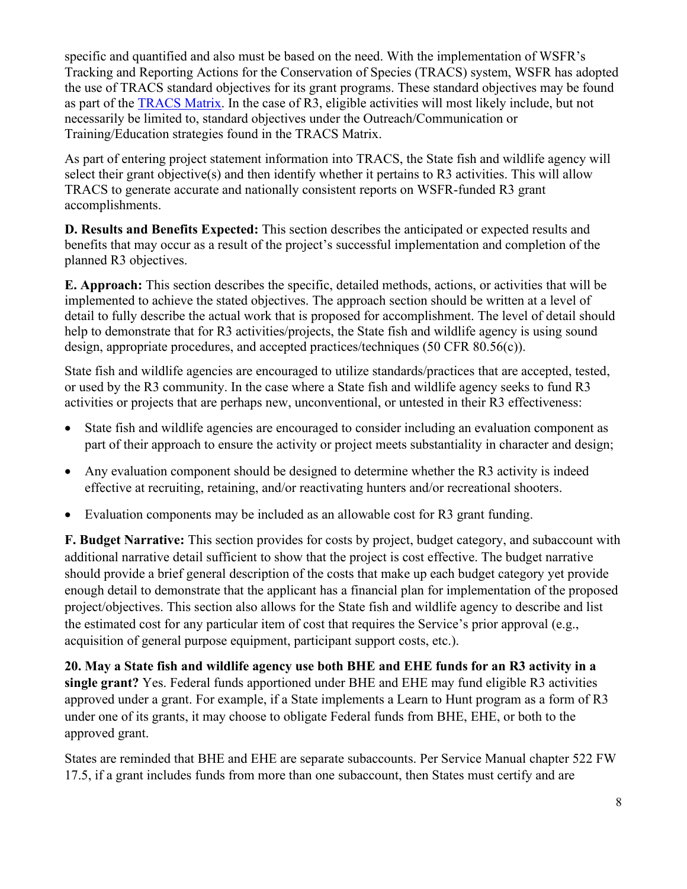specific and quantified and also must be based on the need. With the implementation of WSFR's Tracking and Reporting Actions for the Conservation of Species (TRACS) system, WSFR has adopted the use of TRACS standard objectives for its grant programs. These standard objectives may be found as part of the TRACS Matrix. In the case of R3, eligible activities will most likely include, but not necessarily be limited to, standard objectives under the Outreach/Communication or Training/Education strategies found in the TRACS Matrix.

As part of entering project statement information into TRACS, the State fish and wildlife agency will select their grant objective(s) and then identify whether it pertains to R3 activities. This will allow TRACS to generate accurate and nationally consistent reports on WSFR-funded R3 grant accomplishments.

**D. Results and Benefits Expected:** This section describes the anticipated or expected results and benefits that may occur as a result of the project's successful implementation and completion of the planned R3 objectives.

**E. Approach:** This section describes the specific, detailed methods, actions, or activities that will be implemented to achieve the stated objectives. The approach section should be written at a level of detail to fully describe the actual work that is proposed for accomplishment. The level of detail should help to demonstrate that for R3 activities/projects, the State fish and wildlife agency is using sound design, appropriate procedures, and accepted practices/techniques (50 CFR 80.56(c)).

State fish and wildlife agencies are encouraged to utilize standards/practices that are accepted, tested, or used by the R3 community. In the case where a State fish and wildlife agency seeks to fund R3 activities or projects that are perhaps new, unconventional, or untested in their R3 effectiveness:

- State fish and wildlife agencies are encouraged to consider including an evaluation component as part of their approach to ensure the activity or project meets substantiality in character and design;
- Any evaluation component should be designed to determine whether the R3 activity is indeed effective at recruiting, retaining, and/or reactivating hunters and/or recreational shooters.
- Evaluation components may be included as an allowable cost for R3 grant funding.

**F. Budget Narrative:** This section provides for costs by project, budget category, and subaccount with additional narrative detail sufficient to show that the project is cost effective. The budget narrative should provide a brief general description of the costs that make up each budget category yet provide enough detail to demonstrate that the applicant has a financial plan for implementation of the proposed project/objectives. This section also allows for the State fish and wildlife agency to describe and list the estimated cost for any particular item of cost that requires the Service's prior approval (e.g., acquisition of general purpose equipment, participant support costs, etc.).

**20. May a State fish and wildlife agency use both BHE and EHE funds for an R3 activity in a single grant?** Yes. Federal funds apportioned under BHE and EHE may fund eligible R3 activities approved under a grant. For example, if a State implements a Learn to Hunt program as a form of R3 under one of its grants, it may choose to obligate Federal funds from BHE, EHE, or both to the approved grant.

States are reminded that BHE and EHE are separate subaccounts. Per Service Manual chapter 522 FW 17.5, if a grant includes funds from more than one subaccount, then States must certify and are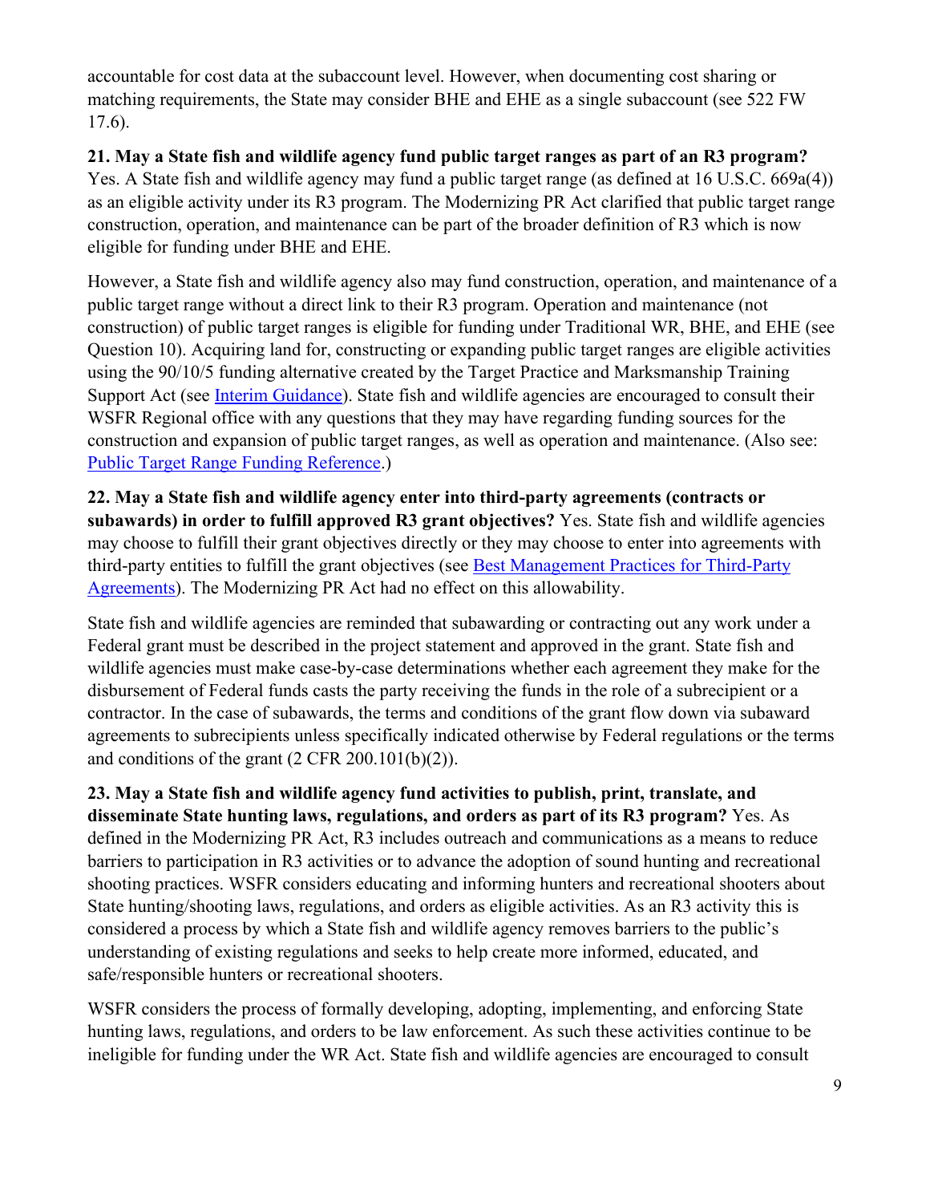accountable for cost data at the subaccount level. However, when documenting cost sharing or matching requirements, the State may consider BHE and EHE as a single subaccount (see 522 FW 17.6).

**21. May a State fish and wildlife agency fund public target ranges as part of an R3 program?** Yes. A State fish and wildlife agency may fund a public target range (as defined at 16 U.S.C. 669a(4)) as an eligible activity under its R3 program. The Modernizing PR Act clarified that public target range construction, operation, and maintenance can be part of the broader definition of R3 which is now eligible for funding under BHE and EHE.

However, a State fish and wildlife agency also may fund construction, operation, and maintenance of a public target range without a direct link to their R3 program. Operation and maintenance (not construction) of public target ranges is eligible for funding under Traditional WR, BHE, and EHE (see Question 10). Acquiring land for, constructing or expanding public target ranges are eligible activities using the 90/10/5 funding alternative created by the Target Practice and Marksmanship Training Support Act (see Interim Guidance). State fish and wildlife agencies are encouraged to consult their WSFR Regional office with any questions that they may have regarding funding sources for the construction and expansion of public target ranges, as well as operation and maintenance. (Also see: Public Target Range Funding Reference.)

**22. May a State fish and wildlife agency enter into third-party agreements (contracts or subawards) in order to fulfill approved R3 grant objectives?** Yes. State fish and wildlife agencies may choose to fulfill their grant objectives directly or they may choose to enter into agreements with third-party entities to fulfill the grant objectives (see Best Management Practices for Third-Party Agreements). The Modernizing PR Act had no effect on this allowability.

State fish and wildlife agencies are reminded that subawarding or contracting out any work under a Federal grant must be described in the project statement and approved in the grant. State fish and wildlife agencies must make case-by-case determinations whether each agreement they make for the disbursement of Federal funds casts the party receiving the funds in the role of a subrecipient or a contractor. In the case of subawards, the terms and conditions of the grant flow down via subaward agreements to subrecipients unless specifically indicated otherwise by Federal regulations or the terms and conditions of the grant (2 CFR 200.101(b)(2)).

**23. May a State fish and wildlife agency fund activities to publish, print, translate, and disseminate State hunting laws, regulations, and orders as part of its R3 program?** Yes. As defined in the Modernizing PR Act, R3 includes outreach and communications as a means to reduce barriers to participation in R3 activities or to advance the adoption of sound hunting and recreational shooting practices. WSFR considers educating and informing hunters and recreational shooters about State hunting/shooting laws, regulations, and orders as eligible activities. As an R3 activity this is considered a process by which a State fish and wildlife agency removes barriers to the public's understanding of existing regulations and seeks to help create more informed, educated, and safe/responsible hunters or recreational shooters.

WSFR considers the process of formally developing, adopting, implementing, and enforcing State hunting laws, regulations, and orders to be law enforcement. As such these activities continue to be ineligible for funding under the WR Act. State fish and wildlife agencies are encouraged to consult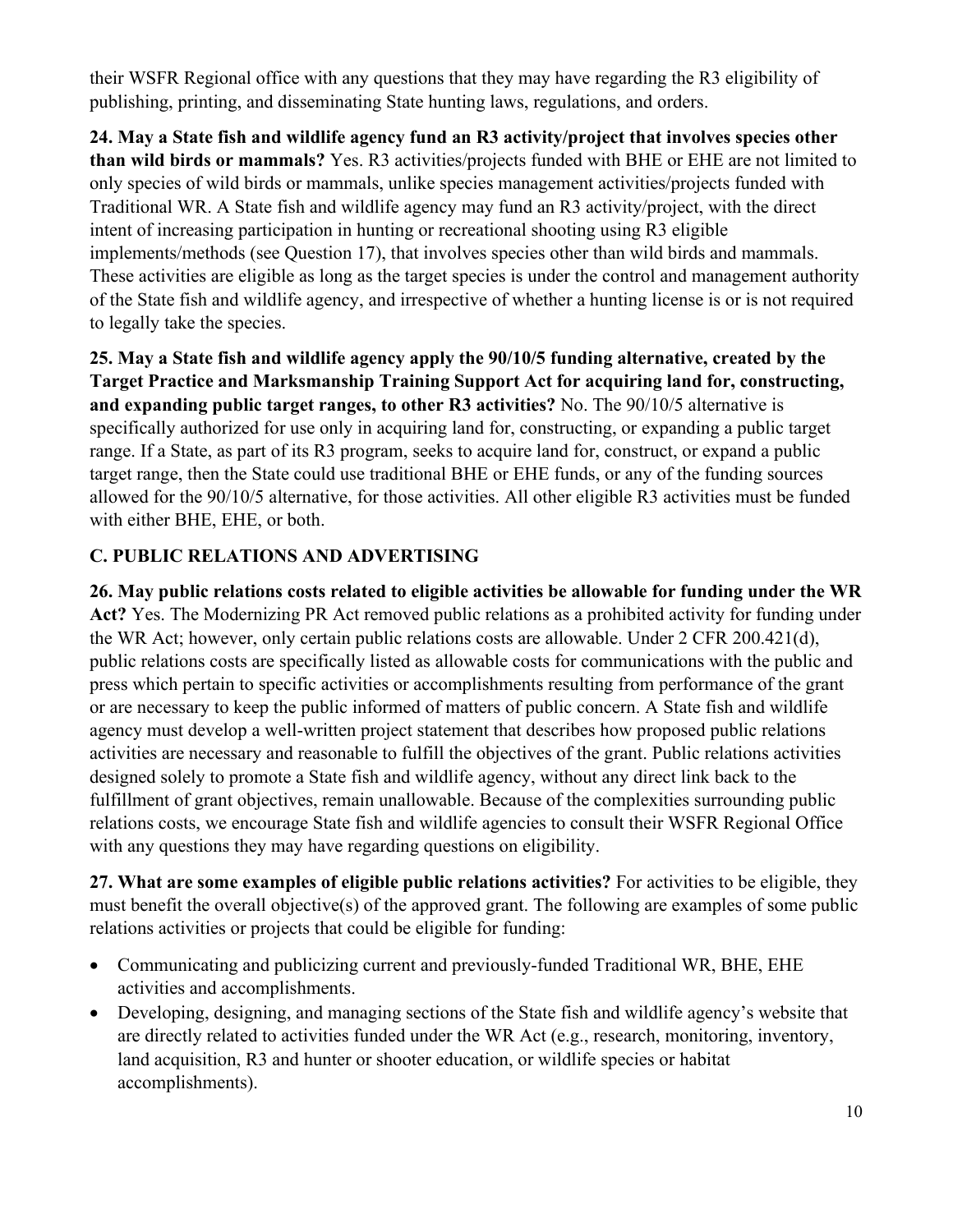their WSFR Regional office with any questions that they may have regarding the R3 eligibility of publishing, printing, and disseminating State hunting laws, regulations, and orders.

**24. May a State fish and wildlife agency fund an R3 activity/project that involves species other than wild birds or mammals?** Yes. R3 activities/projects funded with BHE or EHE are not limited to only species of wild birds or mammals, unlike species management activities/projects funded with Traditional WR. A State fish and wildlife agency may fund an R3 activity/project, with the direct intent of increasing participation in hunting or recreational shooting using R3 eligible implements/methods (see Question 17), that involves species other than wild birds and mammals. These activities are eligible as long as the target species is under the control and management authority of the State fish and wildlife agency, and irrespective of whether a hunting license is or is not required to legally take the species.

**25. May a State fish and wildlife agency apply the 90/10/5 funding alternative, created by the Target Practice and Marksmanship Training Support Act for acquiring land for, constructing, and expanding public target ranges, to other R3 activities?** No. The 90/10/5 alternative is specifically authorized for use only in acquiring land for, constructing, or expanding a public target range. If a State, as part of its R3 program, seeks to acquire land for, construct, or expand a public target range, then the State could use traditional BHE or EHE funds, or any of the funding sources allowed for the 90/10/5 alternative, for those activities. All other eligible R3 activities must be funded with either BHE, EHE, or both.

## C. PUBLIC RELATIONS AND ADVERTISING

**26. May public relations costs related to eligible activities be allowable for funding under the WR Act?** Yes. The Modernizing PR Act removed public relations as a prohibited activity for funding under the WR Act; however, only certain public relations costs are allowable. Under 2 CFR 200.421(d), public relations costs are specifically listed as allowable costs for communications with the public and press which pertain to specific activities or accomplishments resulting from performance of the grant or are necessary to keep the public informed of matters of public concern. A State fish and wildlife agency must develop a well-written project statement that describes how proposed public relations activities are necessary and reasonable to fulfill the objectives of the grant. Public relations activities designed solely to promote a State fish and wildlife agency, without any direct link back to the fulfillment of grant objectives, remain unallowable. Because of the complexities surrounding public relations costs, we encourage State fish and wildlife agencies to consult their WSFR Regional Office with any questions they may have regarding questions on eligibility.

**27. What are some examples of eligible public relations activities?** For activities to be eligible, they must benefit the overall objective(s) of the approved grant. The following are examples of some public relations activities or projects that could be eligible for funding:

- Communicating and publicizing current and previously-funded Traditional WR, BHE, EHE activities and accomplishments.
- Developing, designing, and managing sections of the State fish and wildlife agency's website that are directly related to activities funded under the WR Act (e.g., research, monitoring, inventory, land acquisition, R3 and hunter or shooter education, or wildlife species or habitat accomplishments).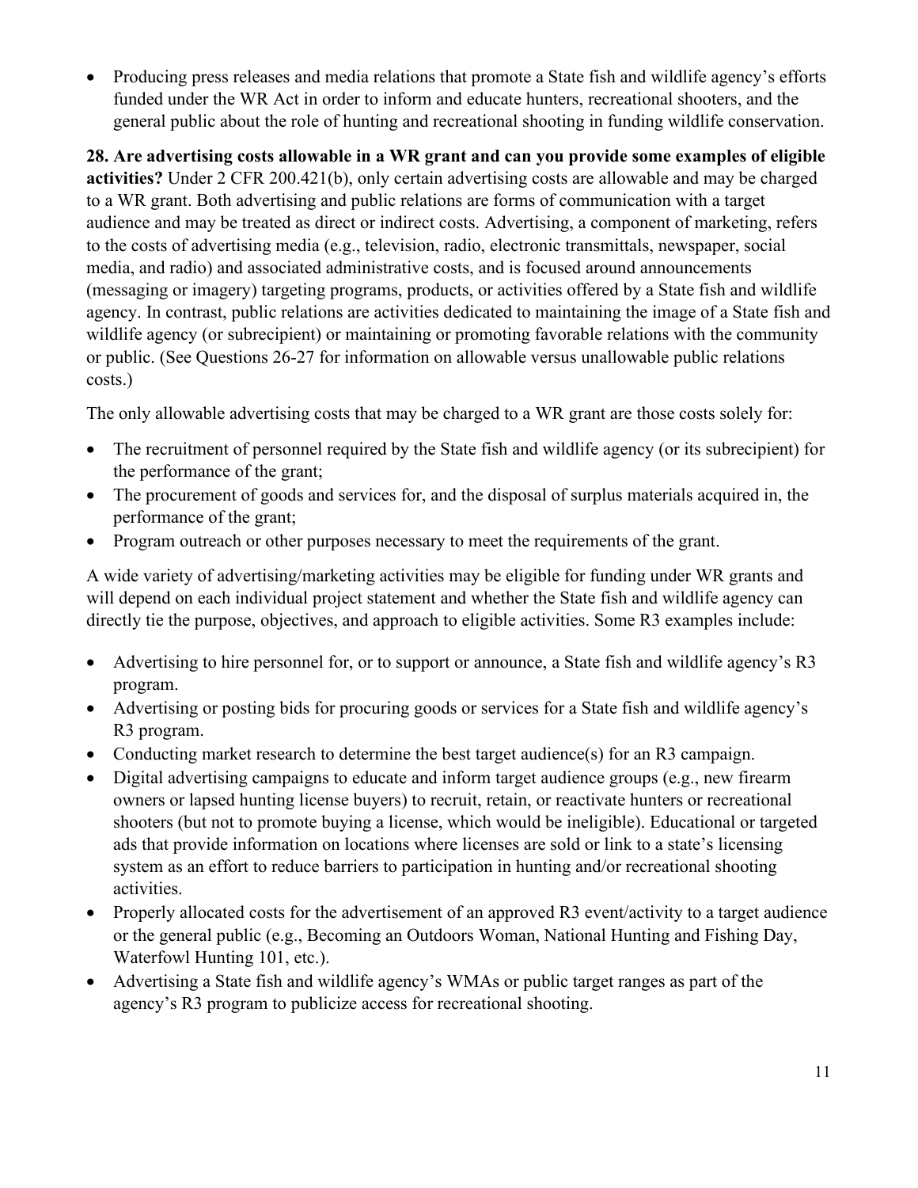- Producing press releases and media relations that promote a State fish and wildlife agency's efforts funded under the WR Act in order to inform and educate hunters, recreational shooters, and the general public about the role of hunting and recreational shooting in funding wildlife conservation.

**28. Are advertising costs allowable in a WR grant and can you provide some examples of eligible activities?** Under 2 CFR 200.421(b), only certain advertising costs are allowable and may be charged to a WR grant. Both advertising and public relations are forms of communication with a target audience and may be treated as direct or indirect costs. Advertising, a component of marketing, refers to the costs of advertising media (e.g., television, radio, electronic transmittals, newspaper, social media, and radio) and associated administrative costs, and is focused around announcements (messaging or imagery) targeting programs, products, or activities offered by a State fish and wildlife agency. In contrast, public relations are activities dedicated to maintaining the image of a State fish and wildlife agency (or subrecipient) or maintaining or promoting favorable relations with the community or public. (See Questions 26-27 for information on allowable versus unallowable public relations costs.)

The only allowable advertising costs that may be charged to a WR grant are those costs solely for:

- The recruitment of personnel required by the State fish and wildlife agency (or its subrecipient) for the performance of the grant;
- The procurement of goods and services for, and the disposal of surplus materials acquired in, the performance of the grant;
- Program outreach or other purposes necessary to meet the requirements of the grant.

A wide variety of advertising/marketing activities may be eligible for funding under WR grants and will depend on each individual project statement and whether the State fish and wildlife agency can directly tie the purpose, objectives, and approach to eligible activities. Some R3 examples include:

- Advertising to hire personnel for, or to support or announce, a State fish and wildlife agency's R3 program.
- Advertising or posting bids for procuring goods or services for a State fish and wildlife agency's R3 program.
- Conducting market research to determine the best target audience(s) for an R3 campaign.
- Digital advertising campaigns to educate and inform target audience groups (e.g., new firearm owners or lapsed hunting license buyers) to recruit, retain, or reactivate hunters or recreational shooters (but not to promote buying a license, which would be ineligible). Educational or targeted ads that provide information on locations where licenses are sold or link to a state's licensing system as an effort to reduce barriers to participation in hunting and/or recreational shooting activities.
- Properly allocated costs for the advertisement of an approved R3 event/activity to a target audience or the general public (e.g., Becoming an Outdoors Woman, National Hunting and Fishing Day, Waterfowl Hunting 101, etc.).
- Advertising a State fish and wildlife agency's WMAs or public target ranges as part of the agency's R3 program to publicize access for recreational shooting.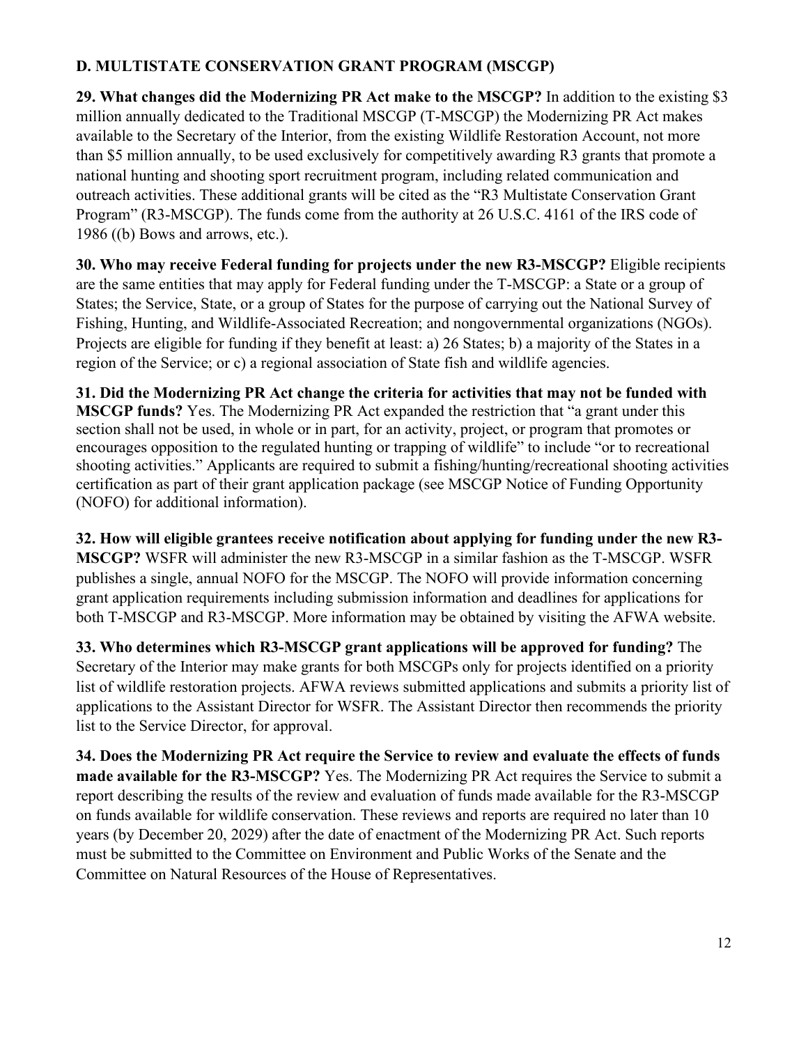## D. MULTISTATE CONSERVATION GRANT PROGRAM (MSCGP)

**29. What changes did the Modernizing PR Act make to the MSCGP?** In addition to the existing $3 million annually dedicated to the Traditional MSCGP (T-MSCGP) the Modernizing PR Act makes available to the Secretary of the Interior, from the existing Wildlife Restoration Account, not more than $5 million annually, to be used exclusively for competitively awarding R3 grants that promote a national hunting and shooting sport recruitment program, including related communication and outreach activities. These additional grants will be cited as the "R3 Multistate Conservation Grant Program" (R3-MSCGP). The funds come from the authority at 26 U.S.C. 4161 of the IRS code of 1986 ((b) Bows and arrows, etc.).

**30. Who may receive Federal funding for projects under the new R3-MSCGP?** Eligible recipients are the same entities that may apply for Federal funding under the T-MSCGP: a State or a group of States; the Service, State, or a group of States for the purpose of carrying out the National Survey of Fishing, Hunting, and Wildlife-Associated Recreation; and nongovernmental organizations (NGOs). Projects are eligible for funding if they benefit at least: a) 26 States; b) a majority of the States in a region of the Service; or c) a regional association of State fish and wildlife agencies.

**31. Did the Modernizing PR Act change the criteria for activities that may not be funded with MSCGP funds?** Yes. The Modernizing PR Act expanded the restriction that "a grant under this section shall not be used, in whole or in part, for an activity, project, or program that promotes or encourages opposition to the regulated hunting or trapping of wildlife" to include "or to recreational shooting activities." Applicants are required to submit a fishing/hunting/recreational shooting activities certification as part of their grant application package (see MSCGP Notice of Funding Opportunity (NOFO) for additional information).

**32. How will eligible grantees receive notification about applying for funding under the new R3-MSCGP?** WSFR will administer the new R3-MSCGP in a similar fashion as the T-MSCGP. WSFR publishes a single, annual NOFO for the MSCGP. The NOFO will provide information concerning grant application requirements including submission information and deadlines for applications for both T-MSCGP and R3-MSCGP. More information may be obtained by visiting the AFWA website.

**33. Who determines which R3-MSCGP grant applications will be approved for funding?** The Secretary of the Interior may make grants for both MSCGPs only for projects identified on a priority list of wildlife restoration projects. AFWA reviews submitted applications and submits a priority list of applications to the Assistant Director for WSFR. The Assistant Director then recommends the priority list to the Service Director, for approval.

**34. Does the Modernizing PR Act require the Service to review and evaluate the effects of funds made available for the R3-MSCGP?** Yes. The Modernizing PR Act requires the Service to submit a report describing the results of the review and evaluation of funds made available for the R3-MSCGP on funds available for wildlife conservation. These reviews and reports are required no later than 10 years (by December 20, 2029) after the date of enactment of the Modernizing PR Act. Such reports must be submitted to the Committee on Environment and Public Works of the Senate and the Committee on Natural Resources of the House of Representatives.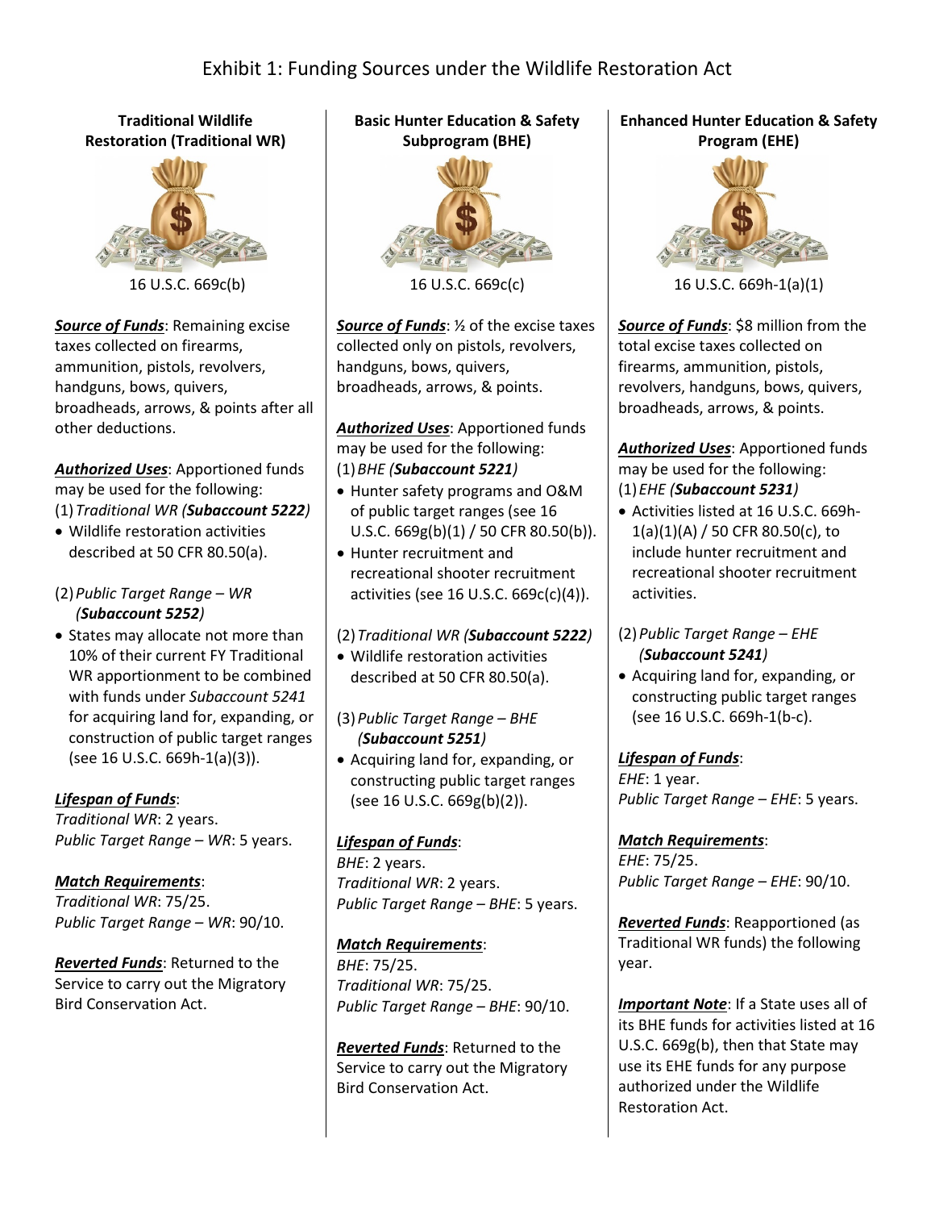# Exhibit 1: Funding Sources under the Wildlife Restoration Act

## Traditional Wildlife Restoration (Traditional WR)

16 U.S.C. 669c(b)

***Source of Funds***: Remaining excise taxes collected on firearms, ammunition, pistols, revolvers, handguns, bows, quivers, broadheads, arrows, & points after all other deductions.

***Authorized Uses***: Apportioned funds may be used for the following:

(1) *Traditional WR (**Subaccount 5222**)*

- Wildlife restoration activities described at 50 CFR 80.50(a).

(2) *Public Target Range – WR (**Subaccount 5252**)*

- States may allocate not more than 10% of their current FY Traditional WR apportionment to be combined with funds under *Subaccount 5241* for acquiring land for, expanding, or construction of public target ranges (see 16 U.S.C. 669h-1(a)(3)).

***Lifespan of Funds***:
*Traditional WR*: 2 years.
*Public Target Range – WR*: 5 years.

***Match Requirements***:
*Traditional WR*: 75/25.
*Public Target Range – WR*: 90/10.

***Reverted Funds***: Returned to the Service to carry out the Migratory Bird Conservation Act.

## Basic Hunter Education & Safety Subprogram (BHE)

16 U.S.C. 669c(c)

***Source of Funds***: ½ of the excise taxes collected only on pistols, revolvers, handguns, bows, quivers, broadheads, arrows, & points.

***Authorized Uses***: Apportioned funds may be used for the following:

(1) *BHE (**Subaccount 5221**)*

- Hunter safety programs and O&M of public target ranges (see 16 U.S.C. 669g(b)(1) / 50 CFR 80.50(b)).
- Hunter recruitment and recreational shooter recruitment activities (see 16 U.S.C. 669c(c)(4)).

(2) *Traditional WR (**Subaccount 5222**)*

- Wildlife restoration activities described at 50 CFR 80.50(a).

(3) *Public Target Range – BHE (**Subaccount 5251**)*

- Acquiring land for, expanding, or constructing public target ranges (see 16 U.S.C. 669g(b)(2)).

***Lifespan of Funds***:
*BHE*: 2 years.
*Traditional WR*: 2 years.
*Public Target Range – BHE*: 5 years.

***Match Requirements***:
*BHE*: 75/25.
*Traditional WR*: 75/25.
*Public Target Range – BHE*: 90/10.

***Reverted Funds***: Returned to the Service to carry out the Migratory Bird Conservation Act.

## Enhanced Hunter Education & Safety Program (EHE)

16 U.S.C. 669h-1(a)(1)

***Source of Funds***: $8 million from the total excise taxes collected on firearms, ammunition, pistols, revolvers, handguns, bows, quivers, broadheads, arrows, & points.

***Authorized Uses***: Apportioned funds may be used for the following:

(1) *EHE (**Subaccount 5231**)*

- Activities listed at 16 U.S.C. 669h-1(a)(1)(A) / 50 CFR 80.50(c), to include hunter recruitment and recreational shooter recruitment activities.

(2) *Public Target Range – EHE (**Subaccount 5241**)*

- Acquiring land for, expanding, or constructing public target ranges (see 16 U.S.C. 669h-1(b-c).

***Lifespan of Funds***:
*EHE*: 1 year.
*Public Target Range – EHE*: 5 years.

***Match Requirements***:
*EHE*: 75/25.
*Public Target Range – EHE*: 90/10.

***Reverted Funds***: Reapportioned (as Traditional WR funds) the following year.

***Important Note***: If a State uses all of its BHE funds for activities listed at 16 U.S.C. 669g(b), then that State may use its EHE funds for any purpose authorized under the Wildlife Restoration Act.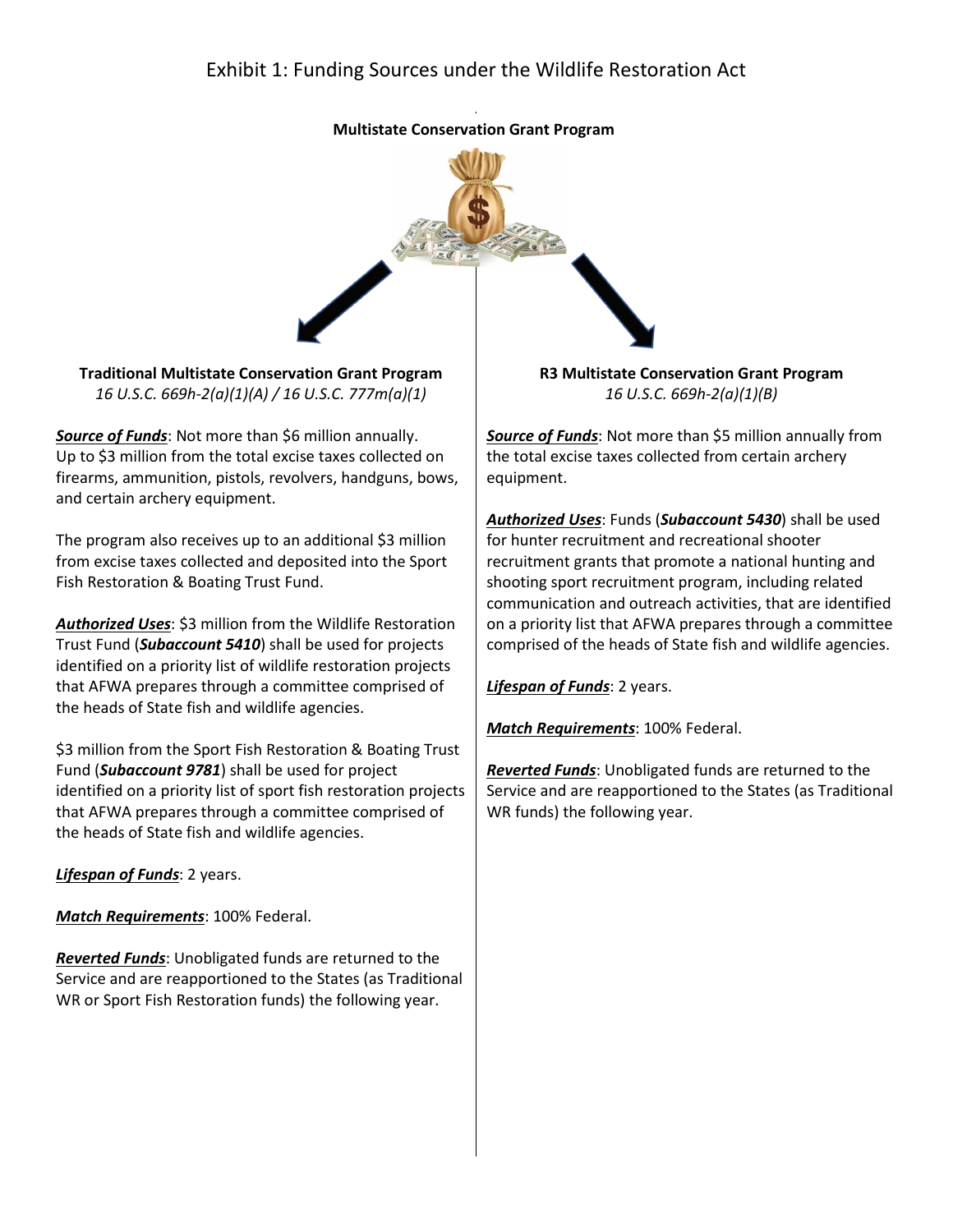# Exhibit 1: Funding Sources under the Wildlife Restoration Act

**Multistate Conservation Grant Program**

## Traditional Multistate Conservation Grant Program

*16 U.S.C. 669h-2(a)(1)(A) / 16 U.S.C. 777m(a)(1)*

***Source of Funds***: Not more than $6 million annually. Up to $3 million from the total excise taxes collected on firearms, ammunition, pistols, revolvers, handguns, bows, and certain archery equipment.

The program also receives up to an additional $3 million from excise taxes collected and deposited into the Sport Fish Restoration & Boating Trust Fund.

***Authorized Uses***: $3 million from the Wildlife Restoration Trust Fund (***Subaccount 5410***) shall be used for projects identified on a priority list of wildlife restoration projects that AFWA prepares through a committee comprised of the heads of State fish and wildlife agencies.

$3 million from the Sport Fish Restoration & Boating Trust Fund (***Subaccount 9781***) shall be used for project identified on a priority list of sport fish restoration projects that AFWA prepares through a committee comprised of the heads of State fish and wildlife agencies.

***Lifespan of Funds***: 2 years.

***Match Requirements***: 100% Federal.

***Reverted Funds***: Unobligated funds are returned to the Service and are reapportioned to the States (as Traditional WR or Sport Fish Restoration funds) the following year.

## R3 Multistate Conservation Grant Program

*16 U.S.C. 669h-2(a)(1)(B)*

***Source of Funds***: Not more than $5 million annually from the total excise taxes collected from certain archery equipment.

***Authorized Uses***: Funds (***Subaccount 5430***) shall be used for hunter recruitment and recreational shooter recruitment grants that promote a national hunting and shooting sport recruitment program, including related communication and outreach activities, that are identified on a priority list that AFWA prepares through a committee comprised of the heads of State fish and wildlife agencies.

***Lifespan of Funds***: 2 years.

***Match Requirements***: 100% Federal.

***Reverted Funds***: Unobligated funds are returned to the Service and are reapportioned to the States (as Traditional WR funds) the following year.